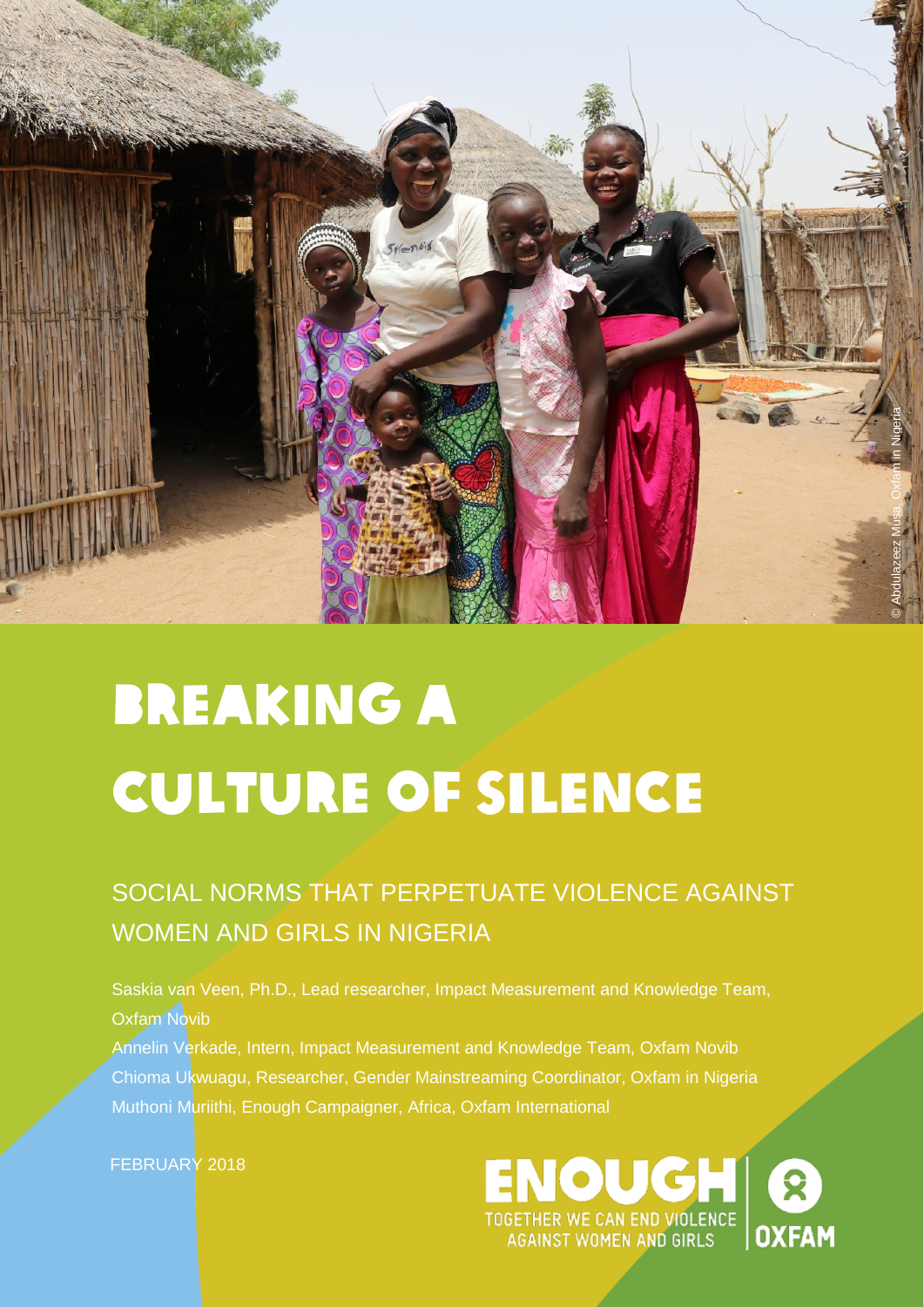# BREAKING A CULTURE OF SILENCE

## SOCIAL NORMS THAT PERPETUATE VIOLENCE AGAINST WOMEN AND GIRLS IN NIGERIA

Saskia van Veen, Ph.D., Lead researcher, Impact Measurement and Knowledge Team, Oxfam Novib

Annelin Verkade, Intern, Impact Measurement and Knowledge Team, Oxfam Novib

Chioma Ukwuagu, Researcher, Gender Mainstreaming Coordinator, Oxfam in Nigeria

Muthoni Muriithi, Enough Campaigner, Africa, Oxfam International

FEBRUARY 2018

© Abdulazeez Musa, Oxfam in Nigeria

ENOUGH TOGETHER WE CAN END VIOLENCE AGAINST WOMEN AND GIRLS

OXFAM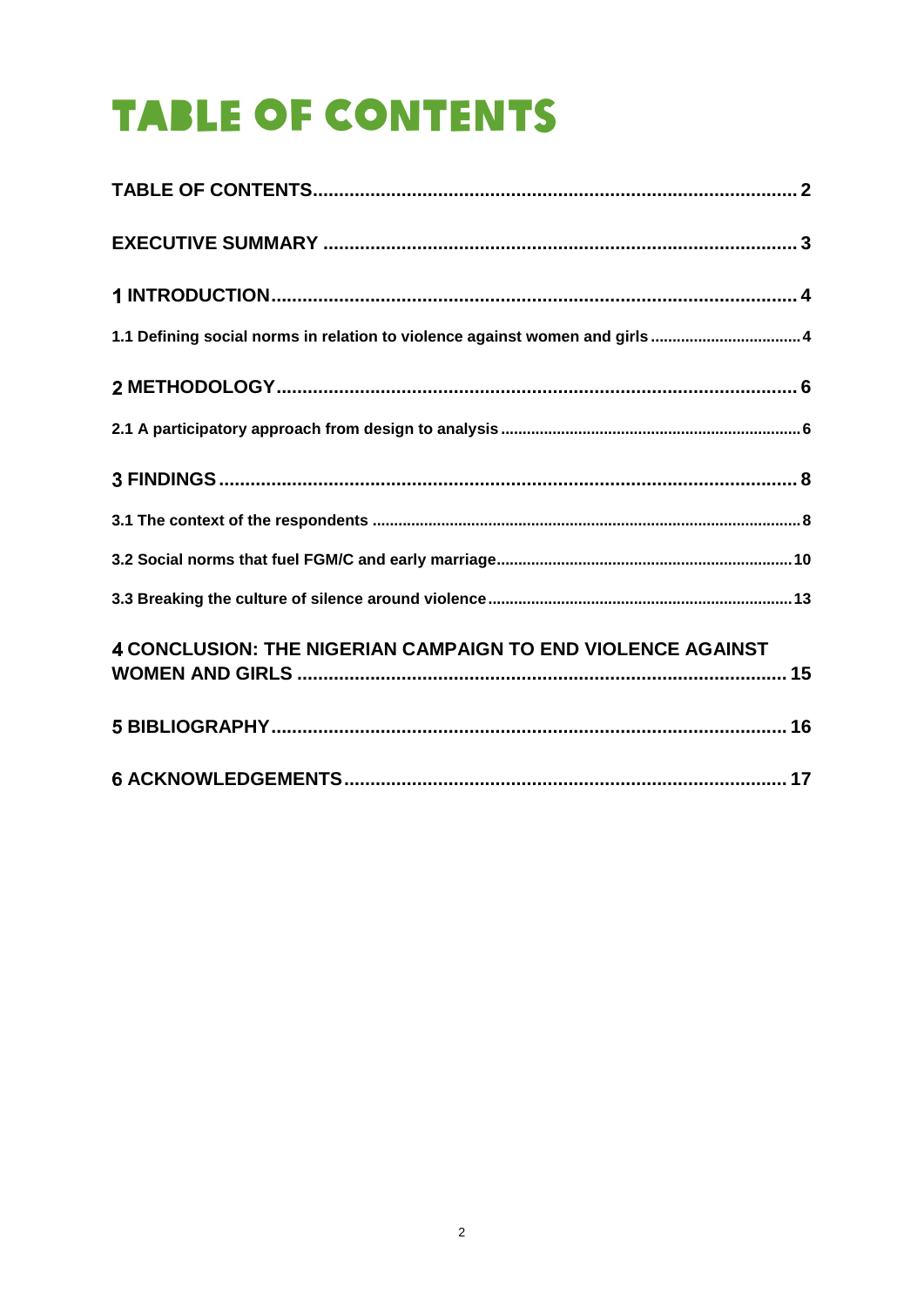# TABLE OF CONTENTS

**TABLE OF CONTENTS** ........................................................................................ **2**

**EXECUTIVE SUMMARY** ..................................................................................... **3**

**1 INTRODUCTION** ............................................................................................. **4**

**1.1 Defining social norms in relation to violence against women and girls** .................................. **4**

**2 METHODOLOGY** ............................................................................................. **6**

**2.1 A participatory approach from design to analysis** ..................................................................... **6**

**3 FINDINGS** ........................................................................................................ **8**

**3.1 The context of the respondents** .................................................................................................. **8**

**3.2 Social norms that fuel FGM/C and early marriage** .................................................................... **10**

**3.3 Breaking the culture of silence around violence** ...................................................................... **13**

**4 CONCLUSION: THE NIGERIAN CAMPAIGN TO END VIOLENCE AGAINST WOMEN AND GIRLS** ......................................................................................... **15**

**5 BIBLIOGRAPHY** ............................................................................................. **16**

**6 ACKNOWLEDGEMENTS** ................................................................................. **17**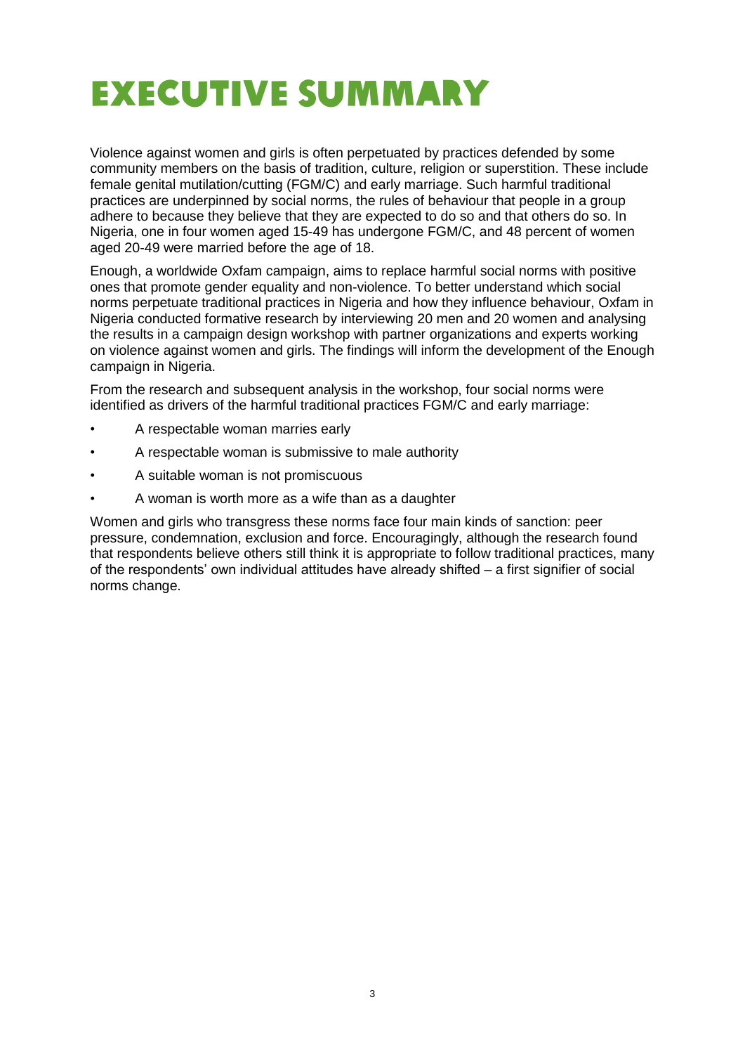# EXECUTIVE SUMMARY

Violence against women and girls is often perpetuated by practices defended by some community members on the basis of tradition, culture, religion or superstition. These include female genital mutilation/cutting (FGM/C) and early marriage. Such harmful traditional practices are underpinned by social norms, the rules of behaviour that people in a group adhere to because they believe that they are expected to do so and that others do so. In Nigeria, one in four women aged 15-49 has undergone FGM/C, and 48 percent of women aged 20-49 were married before the age of 18.

Enough, a worldwide Oxfam campaign, aims to replace harmful social norms with positive ones that promote gender equality and non-violence. To better understand which social norms perpetuate traditional practices in Nigeria and how they influence behaviour, Oxfam in Nigeria conducted formative research by interviewing 20 men and 20 women and analysing the results in a campaign design workshop with partner organizations and experts working on violence against women and girls. The findings will inform the development of the Enough campaign in Nigeria.

From the research and subsequent analysis in the workshop, four social norms were identified as drivers of the harmful traditional practices FGM/C and early marriage:

- A respectable woman marries early
- A respectable woman is submissive to male authority
- A suitable woman is not promiscuous
- A woman is worth more as a wife than as a daughter

Women and girls who transgress these norms face four main kinds of sanction: peer pressure, condemnation, exclusion and force. Encouragingly, although the research found that respondents believe others still think it is appropriate to follow traditional practices, many of the respondents' own individual attitudes have already shifted – a first signifier of social norms change.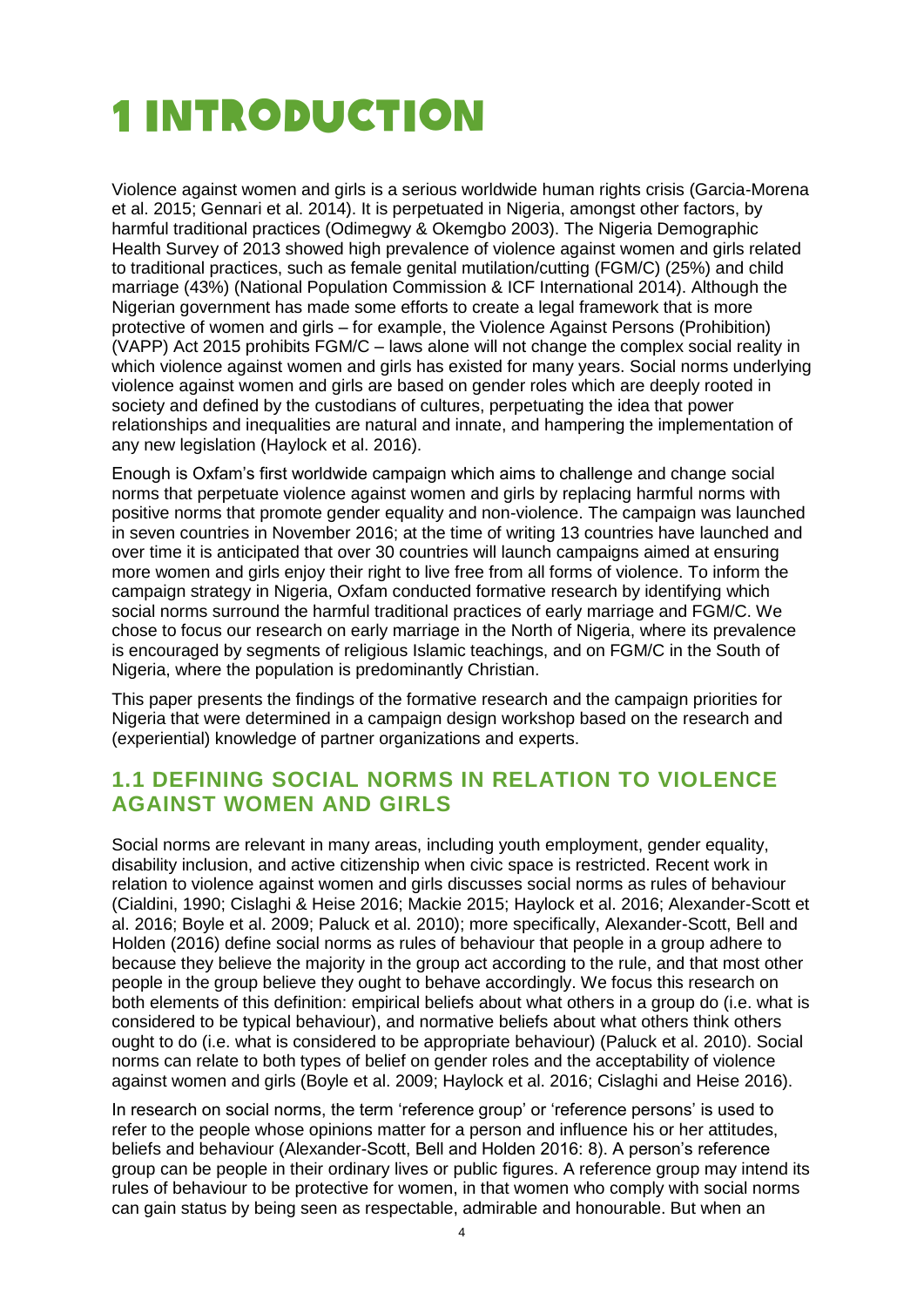# 1 INTRODUCTION

Violence against women and girls is a serious worldwide human rights crisis (Garcia-Morena et al. 2015; Gennari et al. 2014). It is perpetuated in Nigeria, amongst other factors, by harmful traditional practices (Odimegwy & Okemgbo 2003). The Nigeria Demographic Health Survey of 2013 showed high prevalence of violence against women and girls related to traditional practices, such as female genital mutilation/cutting (FGM/C) (25%) and child marriage (43%) (National Population Commission & ICF International 2014). Although the Nigerian government has made some efforts to create a legal framework that is more protective of women and girls – for example, the Violence Against Persons (Prohibition) (VAPP) Act 2015 prohibits FGM/C – laws alone will not change the complex social reality in which violence against women and girls has existed for many years. Social norms underlying violence against women and girls are based on gender roles which are deeply rooted in society and defined by the custodians of cultures, perpetuating the idea that power relationships and inequalities are natural and innate, and hampering the implementation of any new legislation (Haylock et al. 2016).

Enough is Oxfam's first worldwide campaign which aims to challenge and change social norms that perpetuate violence against women and girls by replacing harmful norms with positive norms that promote gender equality and non-violence. The campaign was launched in seven countries in November 2016; at the time of writing 13 countries have launched and over time it is anticipated that over 30 countries will launch campaigns aimed at ensuring more women and girls enjoy their right to live free from all forms of violence. To inform the campaign strategy in Nigeria, Oxfam conducted formative research by identifying which social norms surround the harmful traditional practices of early marriage and FGM/C. We chose to focus our research on early marriage in the North of Nigeria, where its prevalence is encouraged by segments of religious Islamic teachings, and on FGM/C in the South of Nigeria, where the population is predominantly Christian.

This paper presents the findings of the formative research and the campaign priorities for Nigeria that were determined in a campaign design workshop based on the research and (experiential) knowledge of partner organizations and experts.

## 1.1 DEFINING SOCIAL NORMS IN RELATION TO VIOLENCE AGAINST WOMEN AND GIRLS

Social norms are relevant in many areas, including youth employment, gender equality, disability inclusion, and active citizenship when civic space is restricted. Recent work in relation to violence against women and girls discusses social norms as rules of behaviour (Cialdini, 1990; Cislaghi & Heise 2016; Mackie 2015; Haylock et al. 2016; Alexander-Scott et al. 2016; Boyle et al. 2009; Paluck et al. 2010); more specifically, Alexander-Scott, Bell and Holden (2016) define social norms as rules of behaviour that people in a group adhere to because they believe the majority in the group act according to the rule, and that most other people in the group believe they ought to behave accordingly. We focus this research on both elements of this definition: empirical beliefs about what others in a group do (i.e. what is considered to be typical behaviour), and normative beliefs about what others think others ought to do (i.e. what is considered to be appropriate behaviour) (Paluck et al. 2010). Social norms can relate to both types of belief on gender roles and the acceptability of violence against women and girls (Boyle et al. 2009; Haylock et al. 2016; Cislaghi and Heise 2016).

In research on social norms, the term 'reference group' or 'reference persons' is used to refer to the people whose opinions matter for a person and influence his or her attitudes, beliefs and behaviour (Alexander-Scott, Bell and Holden 2016: 8). A person's reference group can be people in their ordinary lives or public figures. A reference group may intend its rules of behaviour to be protective for women, in that women who comply with social norms can gain status by being seen as respectable, admirable and honourable. But when an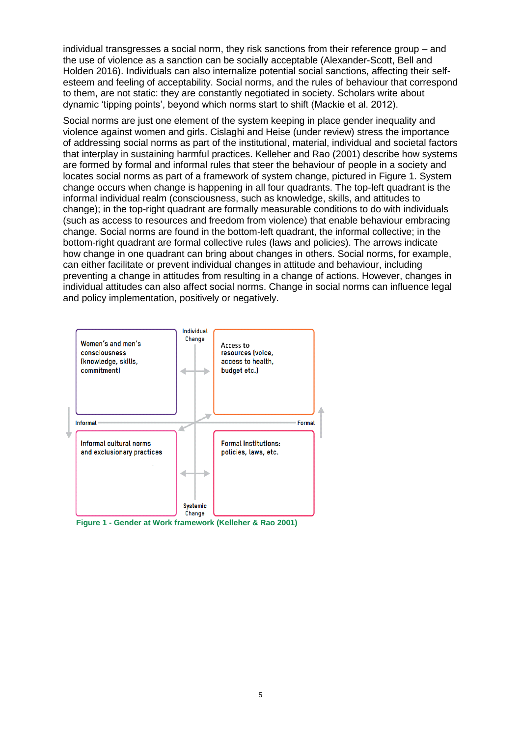individual transgresses a social norm, they risk sanctions from their reference group – and the use of violence as a sanction can be socially acceptable (Alexander-Scott, Bell and Holden 2016). Individuals can also internalize potential social sanctions, affecting their self-esteem and feeling of acceptability. Social norms, and the rules of behaviour that correspond to them, are not static: they are constantly negotiated in society. Scholars write about dynamic 'tipping points', beyond which norms start to shift (Mackie et al. 2012).

Social norms are just one element of the system keeping in place gender inequality and violence against women and girls. Cislaghi and Heise (under review) stress the importance of addressing social norms as part of the institutional, material, individual and societal factors that interplay in sustaining harmful practices. Kelleher and Rao (2001) describe how systems are formed by formal and informal rules that steer the behaviour of people in a society and locates social norms as part of a framework of system change, pictured in Figure 1. System change occurs when change is happening in all four quadrants. The top-left quadrant is the informal individual realm (consciousness, such as knowledge, skills, and attitudes to change); in the top-right quadrant are formally measurable conditions to do with individuals (such as access to resources and freedom from violence) that enable behaviour embracing change. Social norms are found in the bottom-left quadrant, the informal collective; in the bottom-right quadrant are formal collective rules (laws and policies). The arrows indicate how change in one quadrant can bring about changes in others. Social norms, for example, can either facilitate or prevent individual changes in attitude and behaviour, including preventing a change in attitudes from resulting in a change of actions. However, changes in individual attitudes can also affect social norms. Change in social norms can influence legal and policy implementation, positively or negatively.

| | Individual Change | |
|---|---|---|
| **Informal** | Women's and men's consciousness (knowledge, skills, commitment) | Access to resources (voice, access to health, budget etc.) |
| | Informal cultural norms and exclusionary practices | Formal institutions: policies, laws, etc. |
| | Systemic Change | **Formal** |

Figure 1 - Gender at Work framework (Kelleher & Rao 2001)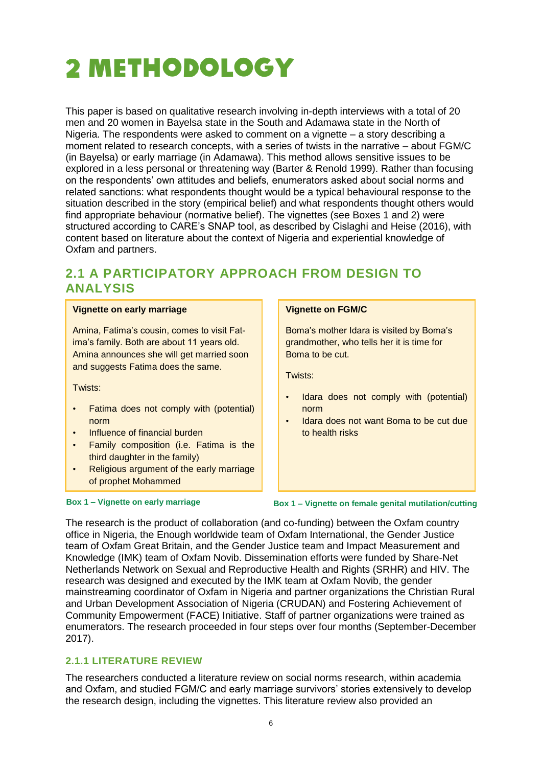# 2 METHODOLOGY

This paper is based on qualitative research involving in-depth interviews with a total of 20 men and 20 women in Bayelsa state in the South and Adamawa state in the North of Nigeria. The respondents were asked to comment on a vignette – a story describing a moment related to research concepts, with a series of twists in the narrative – about FGM/C (in Bayelsa) or early marriage (in Adamawa). This method allows sensitive issues to be explored in a less personal or threatening way (Barter & Renold 1999). Rather than focusing on the respondents' own attitudes and beliefs, enumerators asked about social norms and related sanctions: what respondents thought would be a typical behavioural response to the situation described in the story (empirical belief) and what respondents thought others would find appropriate behaviour (normative belief). The vignettes (see Boxes 1 and 2) were structured according to CARE's SNAP tool, as described by Cislaghi and Heise (2016), with content based on literature about the context of Nigeria and experiential knowledge of Oxfam and partners.

## 2.1 A PARTICIPATORY APPROACH FROM DESIGN TO ANALYSIS

**Vignette on early marriage**

Amina, Fatima's cousin, comes to visit Fatima's family. Both are about 11 years old. Amina announces she will get married soon and suggests Fatima does the same.

Twists:

- Fatima does not comply with (potential) norm
- Influence of financial burden
- Family composition (i.e. Fatima is the third daughter in the family)
- Religious argument of the early marriage of prophet Mohammed

**Box 1 – Vignette on early marriage**

**Vignette on FGM/C**

Boma's mother Idara is visited by Boma's grandmother, who tells her it is time for Boma to be cut.

Twists:

- Idara does not comply with (potential) norm
- Idara does not want Boma to be cut due to health risks

**Box 1 – Vignette on female genital mutilation/cutting**

The research is the product of collaboration (and co-funding) between the Oxfam country office in Nigeria, the Enough worldwide team of Oxfam International, the Gender Justice team of Oxfam Great Britain, and the Gender Justice team and Impact Measurement and Knowledge (IMK) team of Oxfam Novib. Dissemination efforts were funded by Share-Net Netherlands Network on Sexual and Reproductive Health and Rights (SRHR) and HIV. The research was designed and executed by the IMK team at Oxfam Novib, the gender mainstreaming coordinator of Oxfam in Nigeria and partner organizations the Christian Rural and Urban Development Association of Nigeria (CRUDAN) and Fostering Achievement of Community Empowerment (FACE) Initiative. Staff of partner organizations were trained as enumerators. The research proceeded in four steps over four months (September-December 2017).

### 2.1.1 LITERATURE REVIEW

The researchers conducted a literature review on social norms research, within academia and Oxfam, and studied FGM/C and early marriage survivors' stories extensively to develop the research design, including the vignettes. This literature review also provided an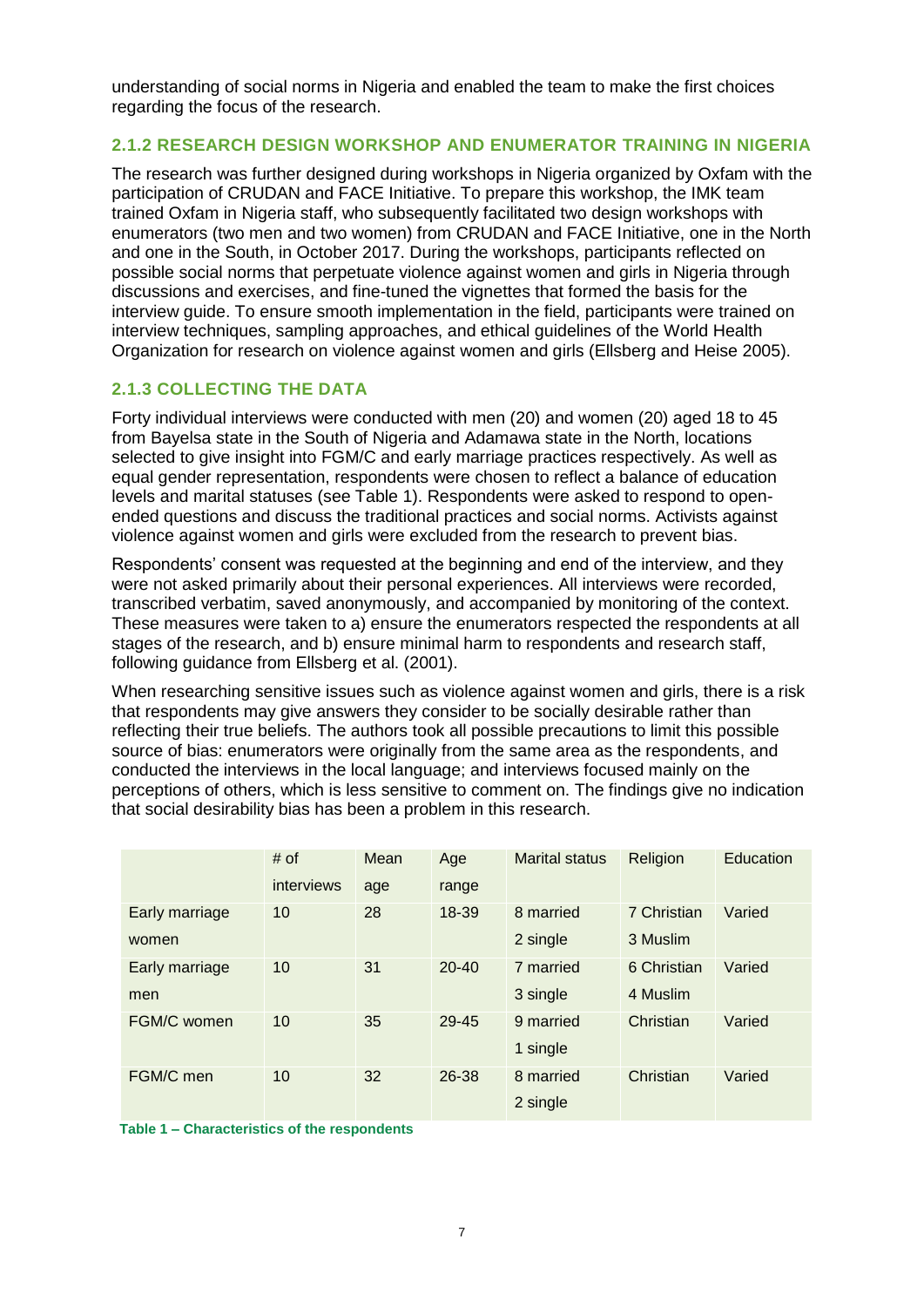understanding of social norms in Nigeria and enabled the team to make the first choices regarding the focus of the research.

### 2.1.2 RESEARCH DESIGN WORKSHOP AND ENUMERATOR TRAINING IN NIGERIA

The research was further designed during workshops in Nigeria organized by Oxfam with the participation of CRUDAN and FACE Initiative. To prepare this workshop, the IMK team trained Oxfam in Nigeria staff, who subsequently facilitated two design workshops with enumerators (two men and two women) from CRUDAN and FACE Initiative, one in the North and one in the South, in October 2017. During the workshops, participants reflected on possible social norms that perpetuate violence against women and girls in Nigeria through discussions and exercises, and fine-tuned the vignettes that formed the basis for the interview guide. To ensure smooth implementation in the field, participants were trained on interview techniques, sampling approaches, and ethical guidelines of the World Health Organization for research on violence against women and girls (Ellsberg and Heise 2005).

### 2.1.3 COLLECTING THE DATA

Forty individual interviews were conducted with men (20) and women (20) aged 18 to 45 from Bayelsa state in the South of Nigeria and Adamawa state in the North, locations selected to give insight into FGM/C and early marriage practices respectively. As well as equal gender representation, respondents were chosen to reflect a balance of education levels and marital statuses (see Table 1). Respondents were asked to respond to open-ended questions and discuss the traditional practices and social norms. Activists against violence against women and girls were excluded from the research to prevent bias.

Respondents' consent was requested at the beginning and end of the interview, and they were not asked primarily about their personal experiences. All interviews were recorded, transcribed verbatim, saved anonymously, and accompanied by monitoring of the context. These measures were taken to a) ensure the enumerators respected the respondents at all stages of the research, and b) ensure minimal harm to respondents and research staff, following guidance from Ellsberg et al. (2001).

When researching sensitive issues such as violence against women and girls, there is a risk that respondents may give answers they consider to be socially desirable rather than reflecting their true beliefs. The authors took all possible precautions to limit this possible source of bias: enumerators were originally from the same area as the respondents, and conducted the interviews in the local language; and interviews focused mainly on the perceptions of others, which is less sensitive to comment on. The findings give no indication that social desirability bias has been a problem in this research.

| | # of interviews | Mean age | Age range | Marital status | Religion | Education |
|---|---|---|---|---|---|---|
| Early marriage women | 10 | 28 | 18-39 | 8 married<br>2 single | 7 Christian<br>3 Muslim | Varied |
| Early marriage men | 10 | 31 | 20-40 | 7 married<br>3 single | 6 Christian<br>4 Muslim | Varied |
| FGM/C women | 10 | 35 | 29-45 | 9 married<br>1 single | Christian | Varied |
| FGM/C men | 10 | 32 | 26-38 | 8 married<br>2 single | Christian | Varied |

**Table 1 – Characteristics of the respondents**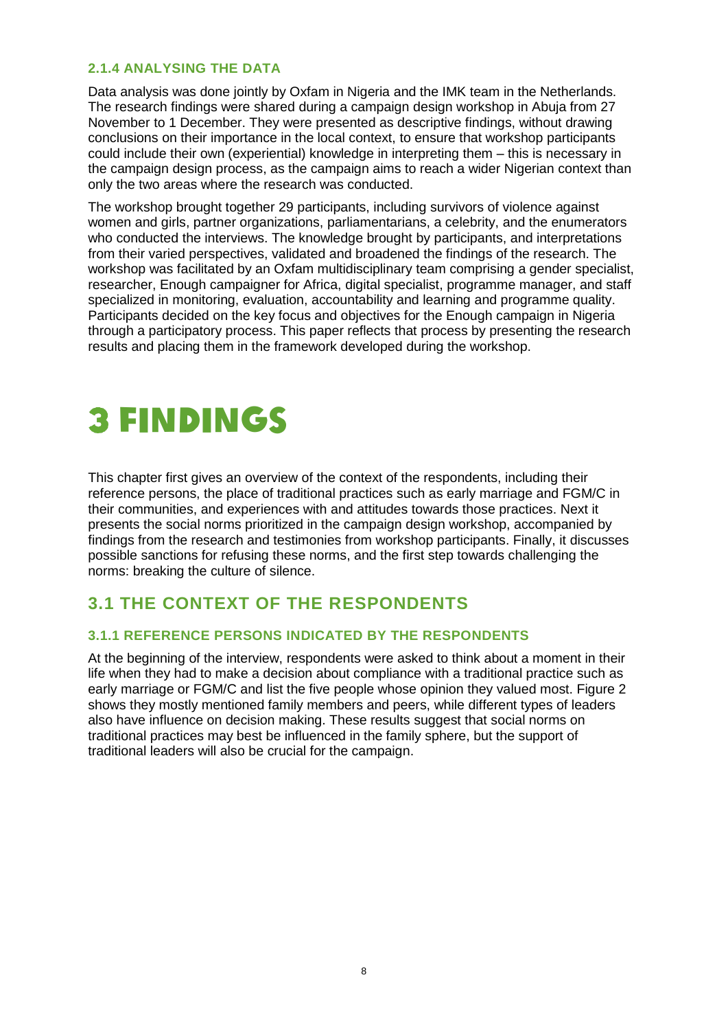#### 2.1.4 ANALYSING THE DATA

Data analysis was done jointly by Oxfam in Nigeria and the IMK team in the Netherlands. The research findings were shared during a campaign design workshop in Abuja from 27 November to 1 December. They were presented as descriptive findings, without drawing conclusions on their importance in the local context, to ensure that workshop participants could include their own (experiential) knowledge in interpreting them – this is necessary in the campaign design process, as the campaign aims to reach a wider Nigerian context than only the two areas where the research was conducted.

The workshop brought together 29 participants, including survivors of violence against women and girls, partner organizations, parliamentarians, a celebrity, and the enumerators who conducted the interviews. The knowledge brought by participants, and interpretations from their varied perspectives, validated and broadened the findings of the research. The workshop was facilitated by an Oxfam multidisciplinary team comprising a gender specialist, researcher, Enough campaigner for Africa, digital specialist, programme manager, and staff specialized in monitoring, evaluation, accountability and learning and programme quality. Participants decided on the key focus and objectives for the Enough campaign in Nigeria through a participatory process. This paper reflects that process by presenting the research results and placing them in the framework developed during the workshop.

# 3 FINDINGS

This chapter first gives an overview of the context of the respondents, including their reference persons, the place of traditional practices such as early marriage and FGM/C in their communities, and experiences with and attitudes towards those practices. Next it presents the social norms prioritized in the campaign design workshop, accompanied by findings from the research and testimonies from workshop participants. Finally, it discusses possible sanctions for refusing these norms, and the first step towards challenging the norms: breaking the culture of silence.

## 3.1 THE CONTEXT OF THE RESPONDENTS

#### 3.1.1 REFERENCE PERSONS INDICATED BY THE RESPONDENTS

At the beginning of the interview, respondents were asked to think about a moment in their life when they had to make a decision about compliance with a traditional practice such as early marriage or FGM/C and list the five people whose opinion they valued most. Figure 2 shows they mostly mentioned family members and peers, while different types of leaders also have influence on decision making. These results suggest that social norms on traditional practices may best be influenced in the family sphere, but the support of traditional leaders will also be crucial for the campaign.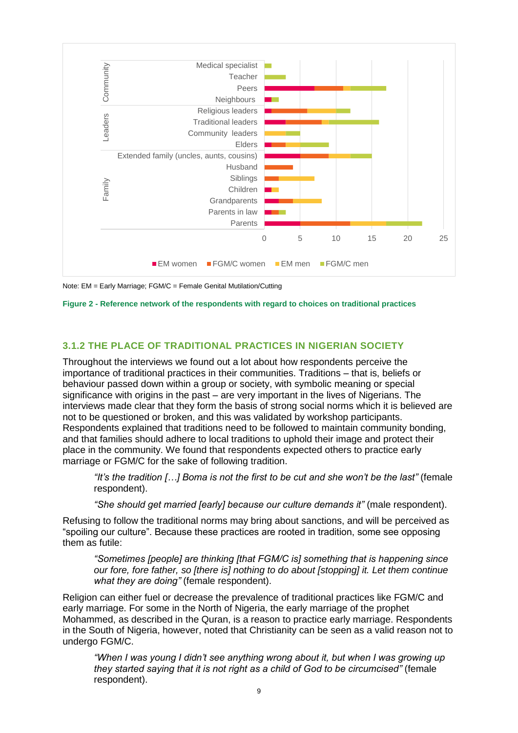Note: EM = Early Marriage; FGM/C = Female Genital Mutilation/Cutting

**Figure 2 - Reference network of the respondents with regard to choices on traditional practices**

### 3.1.2 THE PLACE OF TRADITIONAL PRACTICES IN NIGERIAN SOCIETY

Throughout the interviews we found out a lot about how respondents perceive the importance of traditional practices in their communities. Traditions – that is, beliefs or behaviour passed down within a group or society, with symbolic meaning or special significance with origins in the past – are very important in the lives of Nigerians. The interviews made clear that they form the basis of strong social norms which it is believed are not to be questioned or broken, and this was validated by workshop participants. Respondents explained that traditions need to be followed to maintain community bonding, and that families should adhere to local traditions to uphold their image and protect their place in the community. We found that respondents expected others to practice early marriage or FGM/C for the sake of following tradition.

> *"It's the tradition […] Boma is not the first to be cut and she won't be the last"* (female respondent).

> *"She should get married [early] because our culture demands it"* (male respondent).

Refusing to follow the traditional norms may bring about sanctions, and will be perceived as "spoiling our culture". Because these practices are rooted in tradition, some see opposing them as futile:

> *"Sometimes [people] are thinking [that FGM/C is] something that is happening since our fore, fore father, so [there is] nothing to do about [stopping] it. Let them continue what they are doing"* (female respondent).

Religion can either fuel or decrease the prevalence of traditional practices like FGM/C and early marriage. For some in the North of Nigeria, the early marriage of the prophet Mohammed, as described in the Quran, is a reason to practice early marriage. Respondents in the South of Nigeria, however, noted that Christianity can be seen as a valid reason not to undergo FGM/C.

> *"When I was young I didn't see anything wrong about it, but when I was growing up they started saying that it is not right as a child of God to be circumcised"* (female respondent).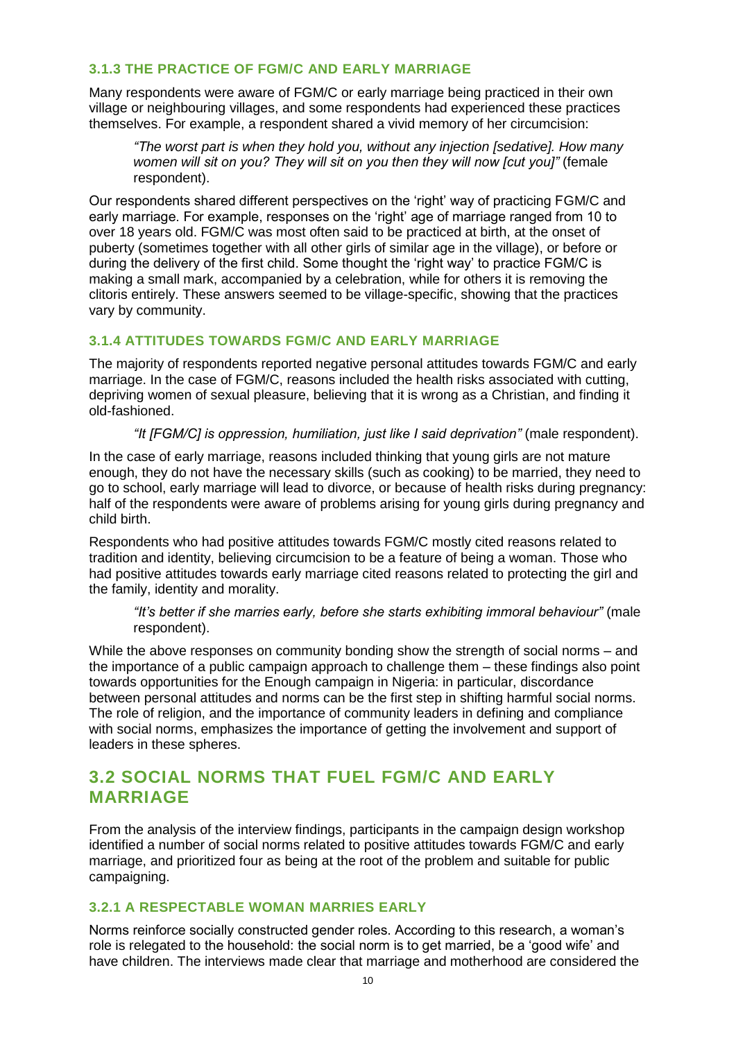### 3.1.3 THE PRACTICE OF FGM/C AND EARLY MARRIAGE

Many respondents were aware of FGM/C or early marriage being practiced in their own village or neighbouring villages, and some respondents had experienced these practices themselves. For example, a respondent shared a vivid memory of her circumcision:

> *"The worst part is when they hold you, without any injection [sedative]. How many women will sit on you? They will sit on you then they will now [cut you]"* (female respondent).

Our respondents shared different perspectives on the 'right' way of practicing FGM/C and early marriage. For example, responses on the 'right' age of marriage ranged from 10 to over 18 years old. FGM/C was most often said to be practiced at birth, at the onset of puberty (sometimes together with all other girls of similar age in the village), or before or during the delivery of the first child. Some thought the 'right way' to practice FGM/C is making a small mark, accompanied by a celebration, while for others it is removing the clitoris entirely. These answers seemed to be village-specific, showing that the practices vary by community.

### 3.1.4 ATTITUDES TOWARDS FGM/C AND EARLY MARRIAGE

The majority of respondents reported negative personal attitudes towards FGM/C and early marriage. In the case of FGM/C, reasons included the health risks associated with cutting, depriving women of sexual pleasure, believing that it is wrong as a Christian, and finding it old-fashioned.

> *"It [FGM/C] is oppression, humiliation, just like I said deprivation"* (male respondent).

In the case of early marriage, reasons included thinking that young girls are not mature enough, they do not have the necessary skills (such as cooking) to be married, they need to go to school, early marriage will lead to divorce, or because of health risks during pregnancy: half of the respondents were aware of problems arising for young girls during pregnancy and child birth.

Respondents who had positive attitudes towards FGM/C mostly cited reasons related to tradition and identity, believing circumcision to be a feature of being a woman. Those who had positive attitudes towards early marriage cited reasons related to protecting the girl and the family, identity and morality.

> *"It's better if she marries early, before she starts exhibiting immoral behaviour"* (male respondent).

While the above responses on community bonding show the strength of social norms – and the importance of a public campaign approach to challenge them – these findings also point towards opportunities for the Enough campaign in Nigeria: in particular, discordance between personal attitudes and norms can be the first step in shifting harmful social norms. The role of religion, and the importance of community leaders in defining and compliance with social norms, emphasizes the importance of getting the involvement and support of leaders in these spheres.

## 3.2 SOCIAL NORMS THAT FUEL FGM/C AND EARLY MARRIAGE

From the analysis of the interview findings, participants in the campaign design workshop identified a number of social norms related to positive attitudes towards FGM/C and early marriage, and prioritized four as being at the root of the problem and suitable for public campaigning.

### 3.2.1 A RESPECTABLE WOMAN MARRIES EARLY

Norms reinforce socially constructed gender roles. According to this research, a woman's role is relegated to the household: the social norm is to get married, be a 'good wife' and have children. The interviews made clear that marriage and motherhood are considered the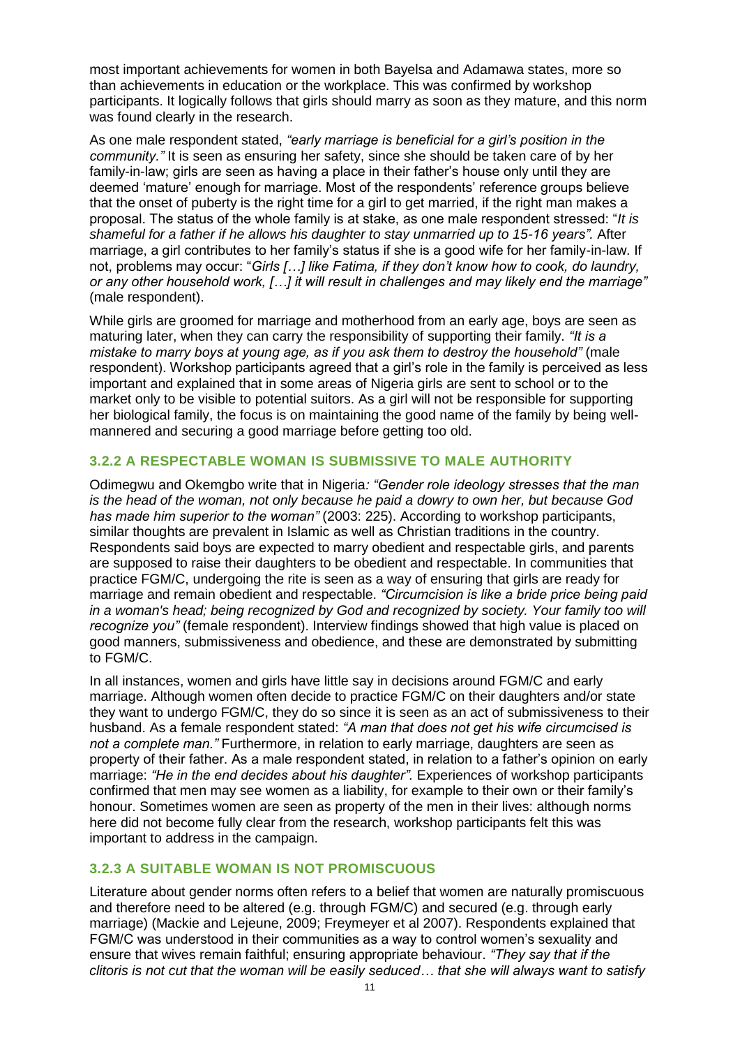most important achievements for women in both Bayelsa and Adamawa states, more so than achievements in education or the workplace. This was confirmed by workshop participants. It logically follows that girls should marry as soon as they mature, and this norm was found clearly in the research.

As one male respondent stated, *"early marriage is beneficial for a girl's position in the community."* It is seen as ensuring her safety, since she should be taken care of by her family-in-law; girls are seen as having a place in their father's house only until they are deemed 'mature' enough for marriage. Most of the respondents' reference groups believe that the onset of puberty is the right time for a girl to get married, if the right man makes a proposal. The status of the whole family is at stake, as one male respondent stressed: "*It is shameful for a father if he allows his daughter to stay unmarried up to 15-16 years".* After marriage, a girl contributes to her family's status if she is a good wife for her family-in-law. If not, problems may occur: "*Girls […] like Fatima, if they don't know how to cook, do laundry, or any other household work, […] it will result in challenges and may likely end the marriage"* (male respondent).

While girls are groomed for marriage and motherhood from an early age, boys are seen as maturing later, when they can carry the responsibility of supporting their family. *"It is a mistake to marry boys at young age, as if you ask them to destroy the household"* (male respondent). Workshop participants agreed that a girl's role in the family is perceived as less important and explained that in some areas of Nigeria girls are sent to school or to the market only to be visible to potential suitors. As a girl will not be responsible for supporting her biological family, the focus is on maintaining the good name of the family by being well-mannered and securing a good marriage before getting too old.

### 3.2.2 A RESPECTABLE WOMAN IS SUBMISSIVE TO MALE AUTHORITY

Odimegwu and Okemgbo write that in Nigeria*: "Gender role ideology stresses that the man is the head of the woman, not only because he paid a dowry to own her, but because God has made him superior to the woman"* (2003: 225). According to workshop participants, similar thoughts are prevalent in Islamic as well as Christian traditions in the country. Respondents said boys are expected to marry obedient and respectable girls, and parents are supposed to raise their daughters to be obedient and respectable. In communities that practice FGM/C, undergoing the rite is seen as a way of ensuring that girls are ready for marriage and remain obedient and respectable. *"Circumcision is like a bride price being paid in a woman's head; being recognized by God and recognized by society. Your family too will recognize you"* (female respondent). Interview findings showed that high value is placed on good manners, submissiveness and obedience, and these are demonstrated by submitting to FGM/C.

In all instances, women and girls have little say in decisions around FGM/C and early marriage. Although women often decide to practice FGM/C on their daughters and/or state they want to undergo FGM/C, they do so since it is seen as an act of submissiveness to their husband. As a female respondent stated: *"A man that does not get his wife circumcised is not a complete man."* Furthermore, in relation to early marriage, daughters are seen as property of their father. As a male respondent stated, in relation to a father's opinion on early marriage: *"He in the end decides about his daughter"*. Experiences of workshop participants confirmed that men may see women as a liability, for example to their own or their family's honour. Sometimes women are seen as property of the men in their lives: although norms here did not become fully clear from the research, workshop participants felt this was important to address in the campaign.

### 3.2.3 A SUITABLE WOMAN IS NOT PROMISCUOUS

Literature about gender norms often refers to a belief that women are naturally promiscuous and therefore need to be altered (e.g. through FGM/C) and secured (e.g. through early marriage) (Mackie and Lejeune, 2009; Freymeyer et al 2007). Respondents explained that FGM/C was understood in their communities as a way to control women's sexuality and ensure that wives remain faithful; ensuring appropriate behaviour. *"They say that if the clitoris is not cut that the woman will be easily seduced… that she will always want to satisfy*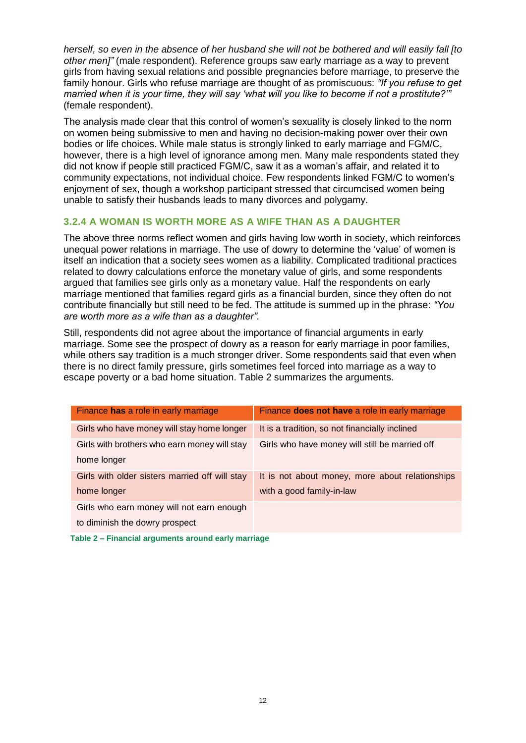*herself, so even in the absence of her husband she will not be bothered and will easily fall [to other men]"* (male respondent). Reference groups saw early marriage as a way to prevent girls from having sexual relations and possible pregnancies before marriage, to preserve the family honour. Girls who refuse marriage are thought of as promiscuous: *"If you refuse to get married when it is your time, they will say 'what will you like to become if not a prostitute?'"* (female respondent).

The analysis made clear that this control of women's sexuality is closely linked to the norm on women being submissive to men and having no decision-making power over their own bodies or life choices. While male status is strongly linked to early marriage and FGM/C, however, there is a high level of ignorance among men. Many male respondents stated they did not know if people still practiced FGM/C, saw it as a woman's affair, and related it to community expectations, not individual choice. Few respondents linked FGM/C to women's enjoyment of sex, though a workshop participant stressed that circumcised women being unable to satisfy their husbands leads to many divorces and polygamy.

### 3.2.4 A WOMAN IS WORTH MORE AS A WIFE THAN AS A DAUGHTER

The above three norms reflect women and girls having low worth in society, which reinforces unequal power relations in marriage. The use of dowry to determine the 'value' of women is itself an indication that a society sees women as a liability. Complicated traditional practices related to dowry calculations enforce the monetary value of girls, and some respondents argued that families see girls only as a monetary value. Half the respondents on early marriage mentioned that families regard girls as a financial burden, since they often do not contribute financially but still need to be fed. The attitude is summed up in the phrase: *"You are worth more as a wife than as a daughter".*

Still, respondents did not agree about the importance of financial arguments in early marriage. Some see the prospect of dowry as a reason for early marriage in poor families, while others say tradition is a much stronger driver. Some respondents said that even when there is no direct family pressure, girls sometimes feel forced into marriage as a way to escape poverty or a bad home situation. Table 2 summarizes the arguments.

| Finance **has** a role in early marriage | Finance **does not have** a role in early marriage |
|---|---|
| Girls who have money will stay home longer | It is a tradition, so not financially inclined |
| Girls with brothers who earn money will stay home longer | Girls who have money will still be married off |
| Girls with older sisters married off will stay home longer | It is not about money, more about relationships with a good family-in-law |
| Girls who earn money will not earn enough to diminish the dowry prospect | |

**Table 2 – Financial arguments around early marriage**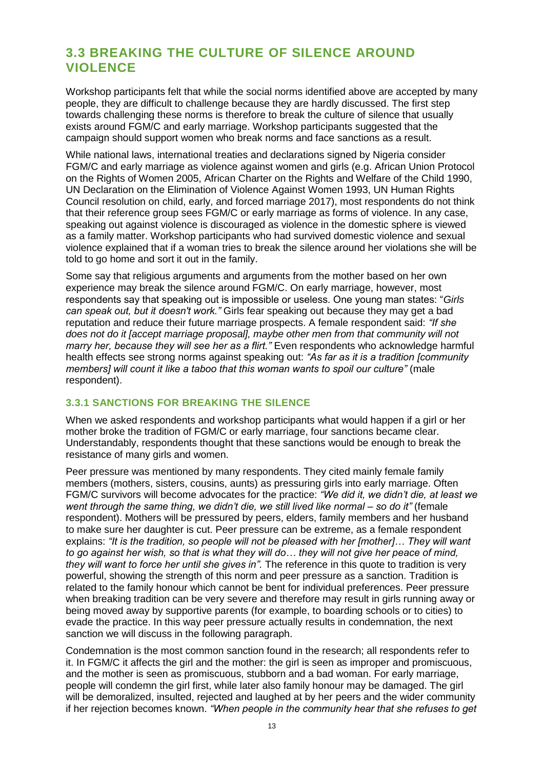## 3.3 BREAKING THE CULTURE OF SILENCE AROUND VIOLENCE

Workshop participants felt that while the social norms identified above are accepted by many people, they are difficult to challenge because they are hardly discussed. The first step towards challenging these norms is therefore to break the culture of silence that usually exists around FGM/C and early marriage. Workshop participants suggested that the campaign should support women who break norms and face sanctions as a result.

While national laws, international treaties and declarations signed by Nigeria consider FGM/C and early marriage as violence against women and girls (e.g. African Union Protocol on the Rights of Women 2005, African Charter on the Rights and Welfare of the Child 1990, UN Declaration on the Elimination of Violence Against Women 1993, UN Human Rights Council resolution on child, early, and forced marriage 2017), most respondents do not think that their reference group sees FGM/C or early marriage as forms of violence. In any case, speaking out against violence is discouraged as violence in the domestic sphere is viewed as a family matter. Workshop participants who had survived domestic violence and sexual violence explained that if a woman tries to break the silence around her violations she will be told to go home and sort it out in the family.

Some say that religious arguments and arguments from the mother based on her own experience may break the silence around FGM/C. On early marriage, however, most respondents say that speaking out is impossible or useless. One young man states: "*Girls can speak out, but it doesn't work."* Girls fear speaking out because they may get a bad reputation and reduce their future marriage prospects. A female respondent said: *"If she does not do it [accept marriage proposal], maybe other men from that community will not marry her, because they will see her as a flirt."* Even respondents who acknowledge harmful health effects see strong norms against speaking out: *"As far as it is a tradition [community members] will count it like a taboo that this woman wants to spoil our culture"* (male respondent).

### 3.3.1 SANCTIONS FOR BREAKING THE SILENCE

When we asked respondents and workshop participants what would happen if a girl or her mother broke the tradition of FGM/C or early marriage, four sanctions became clear. Understandably, respondents thought that these sanctions would be enough to break the resistance of many girls and women.

Peer pressure was mentioned by many respondents. They cited mainly female family members (mothers, sisters, cousins, aunts) as pressuring girls into early marriage. Often FGM/C survivors will become advocates for the practice: *"We did it, we didn't die, at least we went through the same thing, we didn't die, we still lived like normal – so do it"* (female respondent). Mothers will be pressured by peers, elders, family members and her husband to make sure her daughter is cut. Peer pressure can be extreme, as a female respondent explains: *"It is the tradition, so people will not be pleased with her [mother]… They will want to go against her wish, so that is what they will do… they will not give her peace of mind, they will want to force her until she gives in".* The reference in this quote to tradition is very powerful, showing the strength of this norm and peer pressure as a sanction. Tradition is related to the family honour which cannot be bent for individual preferences. Peer pressure when breaking tradition can be very severe and therefore may result in girls running away or being moved away by supportive parents (for example, to boarding schools or to cities) to evade the practice. In this way peer pressure actually results in condemnation, the next sanction we will discuss in the following paragraph.

Condemnation is the most common sanction found in the research; all respondents refer to it. In FGM/C it affects the girl and the mother: the girl is seen as improper and promiscuous, and the mother is seen as promiscuous, stubborn and a bad woman. For early marriage, people will condemn the girl first, while later also family honour may be damaged. The girl will be demoralized, insulted, rejected and laughed at by her peers and the wider community if her rejection becomes known. *"When people in the community hear that she refuses to get*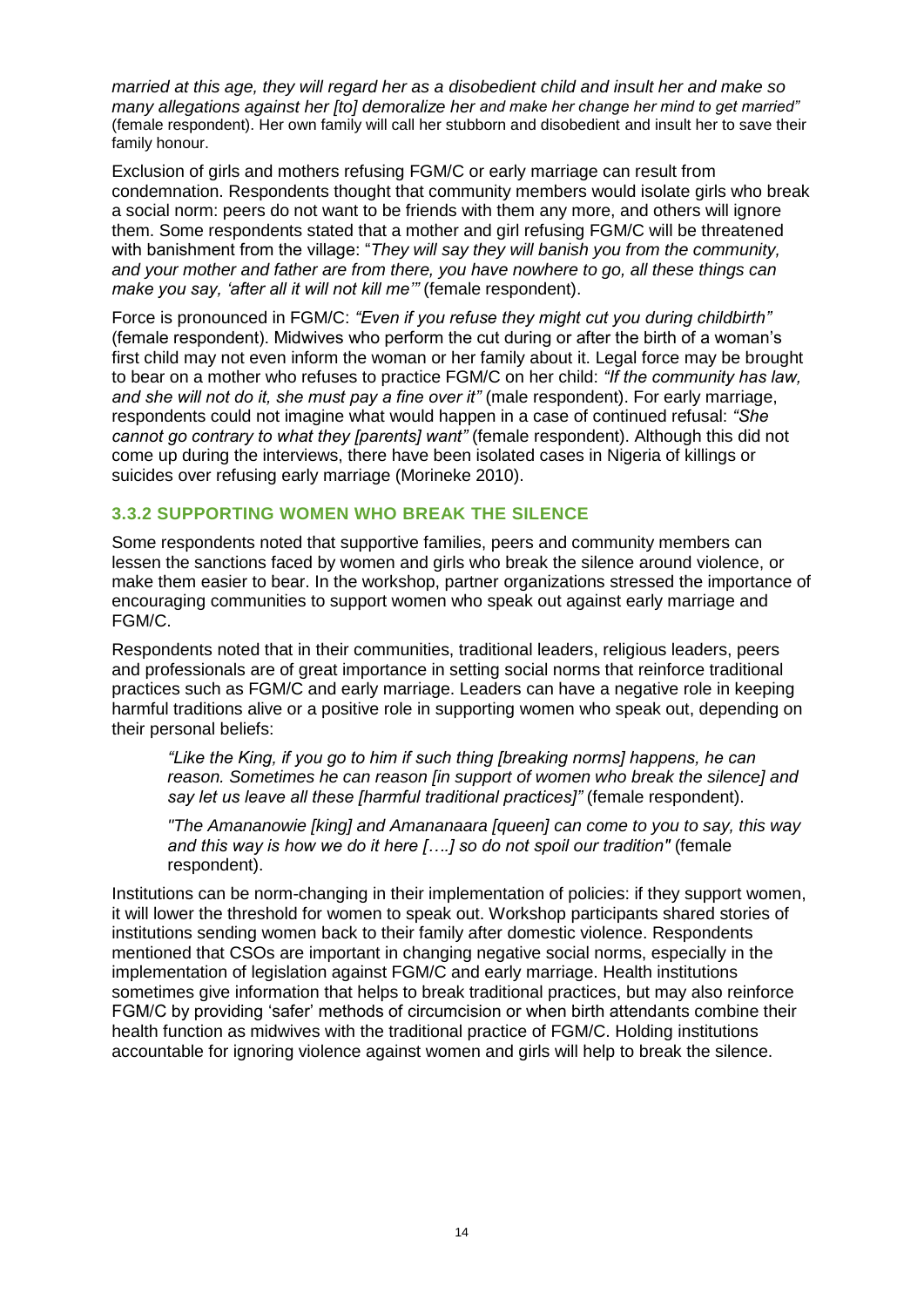*married at this age, they will regard her as a disobedient child and insult her and make so many allegations against her [to] demoralize her and make her change her mind to get married"* (female respondent). Her own family will call her stubborn and disobedient and insult her to save their family honour.

Exclusion of girls and mothers refusing FGM/C or early marriage can result from condemnation. Respondents thought that community members would isolate girls who break a social norm: peers do not want to be friends with them any more, and others will ignore them. Some respondents stated that a mother and girl refusing FGM/C will be threatened with banishment from the village: "*They will say they will banish you from the community, and your mother and father are from there, you have nowhere to go, all these things can make you say, 'after all it will not kill me'"* (female respondent).

Force is pronounced in FGM/C: *"Even if you refuse they might cut you during childbirth"* (female respondent). Midwives who perform the cut during or after the birth of a woman's first child may not even inform the woman or her family about it. Legal force may be brought to bear on a mother who refuses to practice FGM/C on her child: *"If the community has law, and she will not do it, she must pay a fine over it"* (male respondent). For early marriage, respondents could not imagine what would happen in a case of continued refusal: *"She cannot go contrary to what they [parents] want"* (female respondent). Although this did not come up during the interviews, there have been isolated cases in Nigeria of killings or suicides over refusing early marriage (Morineke 2010).

### 3.3.2 SUPPORTING WOMEN WHO BREAK THE SILENCE

Some respondents noted that supportive families, peers and community members can lessen the sanctions faced by women and girls who break the silence around violence, or make them easier to bear. In the workshop, partner organizations stressed the importance of encouraging communities to support women who speak out against early marriage and FGM/C.

Respondents noted that in their communities, traditional leaders, religious leaders, peers and professionals are of great importance in setting social norms that reinforce traditional practices such as FGM/C and early marriage. Leaders can have a negative role in keeping harmful traditions alive or a positive role in supporting women who speak out, depending on their personal beliefs:

> *"Like the King, if you go to him if such thing [breaking norms] happens, he can reason. Sometimes he can reason [in support of women who break the silence] and say let us leave all these [harmful traditional practices]"* (female respondent).
>
> *"The Amananowie [king] and Amananaara [queen] can come to you to say, this way and this way is how we do it here [….] so do not spoil our tradition"* (female respondent).

Institutions can be norm-changing in their implementation of policies: if they support women, it will lower the threshold for women to speak out. Workshop participants shared stories of institutions sending women back to their family after domestic violence. Respondents mentioned that CSOs are important in changing negative social norms, especially in the implementation of legislation against FGM/C and early marriage. Health institutions sometimes give information that helps to break traditional practices, but may also reinforce FGM/C by providing 'safer' methods of circumcision or when birth attendants combine their health function as midwives with the traditional practice of FGM/C. Holding institutions accountable for ignoring violence against women and girls will help to break the silence.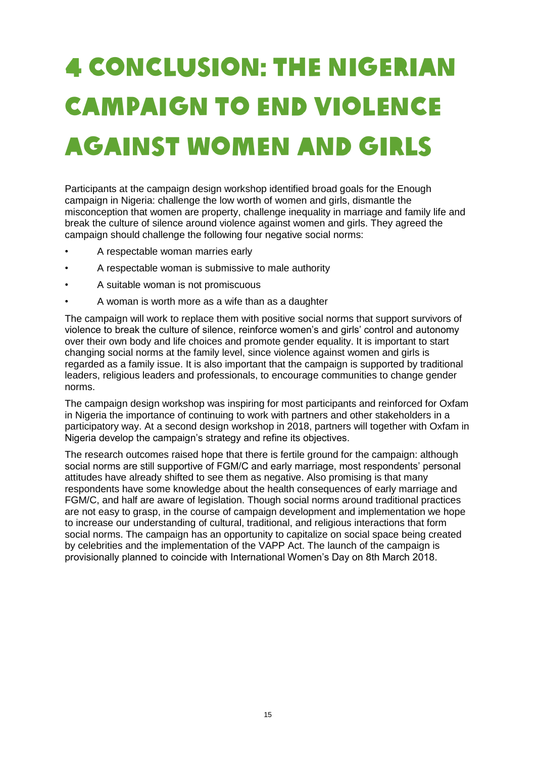# 4 CONCLUSION: THE NIGERIAN CAMPAIGN TO END VIOLENCE AGAINST WOMEN AND GIRLS

Participants at the campaign design workshop identified broad goals for the Enough campaign in Nigeria: challenge the low worth of women and girls, dismantle the misconception that women are property, challenge inequality in marriage and family life and break the culture of silence around violence against women and girls. They agreed the campaign should challenge the following four negative social norms:

- A respectable woman marries early
- A respectable woman is submissive to male authority
- A suitable woman is not promiscuous
- A woman is worth more as a wife than as a daughter

The campaign will work to replace them with positive social norms that support survivors of violence to break the culture of silence, reinforce women's and girls' control and autonomy over their own body and life choices and promote gender equality. It is important to start changing social norms at the family level, since violence against women and girls is regarded as a family issue. It is also important that the campaign is supported by traditional leaders, religious leaders and professionals, to encourage communities to change gender norms.

The campaign design workshop was inspiring for most participants and reinforced for Oxfam in Nigeria the importance of continuing to work with partners and other stakeholders in a participatory way. At a second design workshop in 2018, partners will together with Oxfam in Nigeria develop the campaign's strategy and refine its objectives.

The research outcomes raised hope that there is fertile ground for the campaign: although social norms are still supportive of FGM/C and early marriage, most respondents' personal attitudes have already shifted to see them as negative. Also promising is that many respondents have some knowledge about the health consequences of early marriage and FGM/C, and half are aware of legislation. Though social norms around traditional practices are not easy to grasp, in the course of campaign development and implementation we hope to increase our understanding of cultural, traditional, and religious interactions that form social norms. The campaign has an opportunity to capitalize on social space being created by celebrities and the implementation of the VAPP Act. The launch of the campaign is provisionally planned to coincide with International Women's Day on 8th March 2018.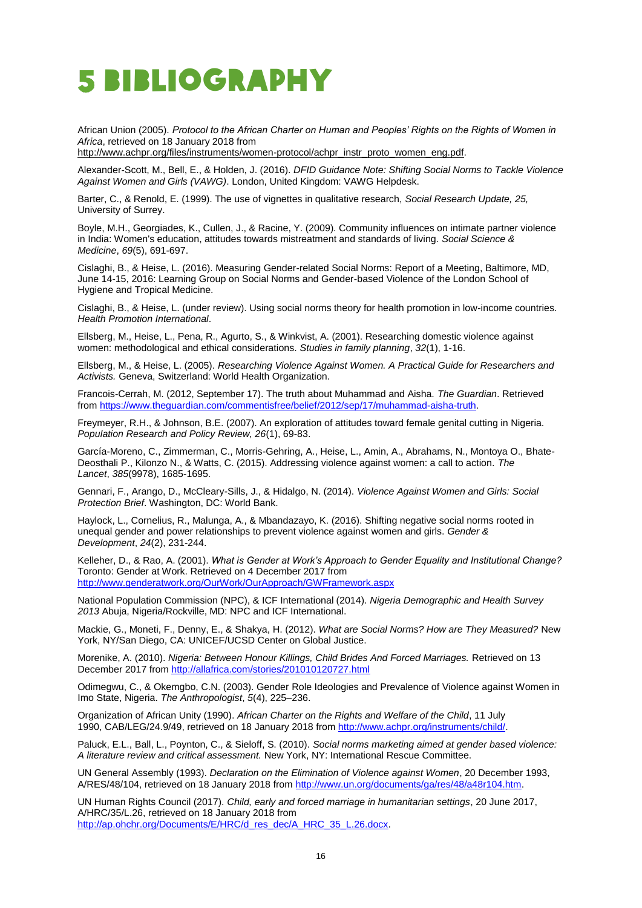# 5 BIBLIOGRAPHY

African Union (2005). *Protocol to the African Charter on Human and Peoples' Rights on the Rights of Women in Africa*, retrieved on 18 January 2018 from http://www.achpr.org/files/instruments/women-protocol/achpr_instr_proto_women_eng.pdf.

Alexander-Scott, M., Bell, E., & Holden, J. (2016). *DFID Guidance Note: Shifting Social Norms to Tackle Violence Against Women and Girls (VAWG)*. London, United Kingdom: VAWG Helpdesk.

Barter, C., & Renold, E. (1999). The use of vignettes in qualitative research, *Social Research Update, 25,* University of Surrey.

Boyle, M.H., Georgiades, K., Cullen, J., & Racine, Y. (2009). Community influences on intimate partner violence in India: Women's education, attitudes towards mistreatment and standards of living. *Social Science & Medicine*, *69*(5), 691-697.

Cislaghi, B., & Heise, L. (2016). Measuring Gender-related Social Norms: Report of a Meeting, Baltimore, MD, June 14-15, 2016: Learning Group on Social Norms and Gender-based Violence of the London School of Hygiene and Tropical Medicine.

Cislaghi, B., & Heise, L. (under review). Using social norms theory for health promotion in low-income countries. *Health Promotion International*.

Ellsberg, M., Heise, L., Pena, R., Agurto, S., & Winkvist, A. (2001). Researching domestic violence against women: methodological and ethical considerations. *Studies in family planning*, *32*(1), 1-16.

Ellsberg, M., & Heise, L. (2005). *Researching Violence Against Women. A Practical Guide for Researchers and Activists.* Geneva, Switzerland: World Health Organization.

Francois-Cerrah, M. (2012, September 17). The truth about Muhammad and Aisha. *The Guardian*. Retrieved from https://www.theguardian.com/commentisfree/belief/2012/sep/17/muhammad-aisha-truth.

Freymeyer, R.H., & Johnson, B.E. (2007). An exploration of attitudes toward female genital cutting in Nigeria. *Population Research and Policy Review, 26*(1), 69-83.

García-Moreno, C., Zimmerman, C., Morris-Gehring, A., Heise, L., Amin, A., Abrahams, N., Montoya O., Bhate-Deosthali P., Kilonzo N., & Watts, C. (2015). Addressing violence against women: a call to action. *The Lancet*, *385*(9978), 1685-1695.

Gennari, F., Arango, D., McCleary-Sills, J., & Hidalgo, N. (2014). *Violence Against Women and Girls: Social Protection Brief*. Washington, DC: World Bank.

Haylock, L., Cornelius, R., Malunga, A., & Mbandazayo, K. (2016). Shifting negative social norms rooted in unequal gender and power relationships to prevent violence against women and girls. *Gender & Development*, *24*(2), 231-244.

Kelleher, D., & Rao, A. (2001). *What is Gender at Work's Approach to Gender Equality and Institutional Change?* Toronto: Gender at Work. Retrieved on 4 December 2017 from http://www.genderatwork.org/OurWork/OurApproach/GWFramework.aspx

National Population Commission (NPC), & ICF International (2014). *Nigeria Demographic and Health Survey 2013* Abuja, Nigeria/Rockville, MD: NPC and ICF International.

Mackie, G., Moneti, F., Denny, E., & Shakya, H. (2012). *What are Social Norms? How are They Measured?* New York, NY/San Diego, CA: UNICEF/UCSD Center on Global Justice.

Morenike, A. (2010). *Nigeria: Between Honour Killings, Child Brides And Forced Marriages.* Retrieved on 13 December 2017 from http://allafrica.com/stories/201010120727.html

Odimegwu, C., & Okemgbo, C.N. (2003). Gender Role Ideologies and Prevalence of Violence against Women in Imo State, Nigeria. *The Anthropologist*, *5*(4), 225–236.

Organization of African Unity (1990). *African Charter on the Rights and Welfare of the Child*, 11 July 1990, CAB/LEG/24.9/49, retrieved on 18 January 2018 from http://www.achpr.org/instruments/child/.

Paluck, E.L., Ball, L., Poynton, C., & Sieloff, S. (2010). *Social norms marketing aimed at gender based violence: A literature review and critical assessment.* New York, NY: International Rescue Committee.

UN General Assembly (1993). *Declaration on the Elimination of Violence against Women*, 20 December 1993, A/RES/48/104, retrieved on 18 January 2018 from http://www.un.org/documents/ga/res/48/a48r104.htm.

UN Human Rights Council (2017). *Child, early and forced marriage in humanitarian settings*, 20 June 2017, A/HRC/35/L.26, retrieved on 18 January 2018 from http://ap.ohchr.org/Documents/E/HRC/d_res_dec/A_HRC_35_L.26.docx.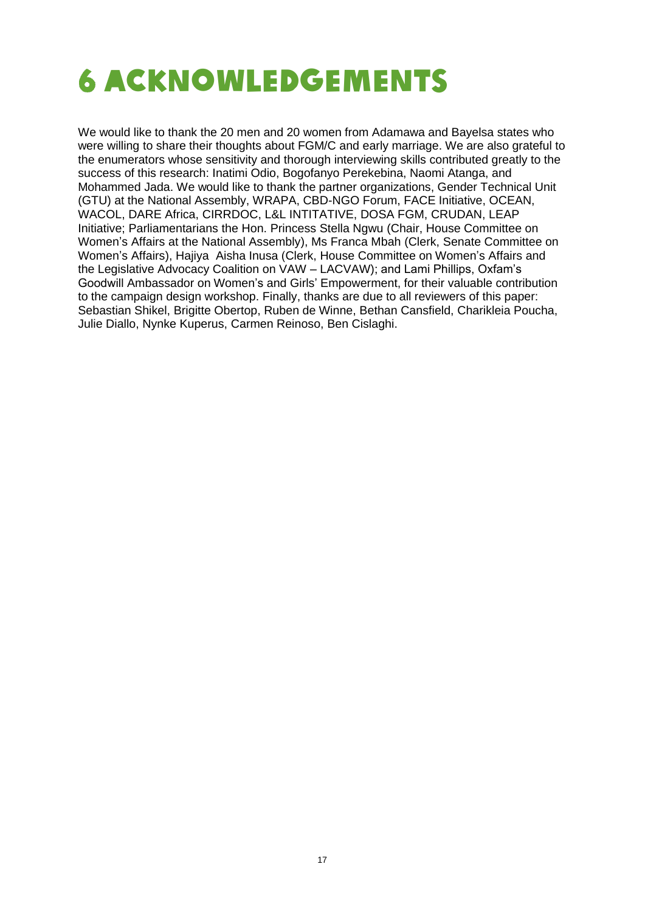# 6 ACKNOWLEDGEMENTS

We would like to thank the 20 men and 20 women from Adamawa and Bayelsa states who were willing to share their thoughts about FGM/C and early marriage. We are also grateful to the enumerators whose sensitivity and thorough interviewing skills contributed greatly to the success of this research: Inatimi Odio, Bogofanyo Perekebina, Naomi Atanga, and Mohammed Jada. We would like to thank the partner organizations, Gender Technical Unit (GTU) at the National Assembly, WRAPA, CBD-NGO Forum, FACE Initiative, OCEAN, WACOL, DARE Africa, CIRRDOC, L&L INTITATIVE, DOSA FGM, CRUDAN, LEAP Initiative; Parliamentarians the Hon. Princess Stella Ngwu (Chair, House Committee on Women's Affairs at the National Assembly), Ms Franca Mbah (Clerk, Senate Committee on Women's Affairs), Hajiya Aisha Inusa (Clerk, House Committee on Women's Affairs and the Legislative Advocacy Coalition on VAW – LACVAW); and Lami Phillips, Oxfam's Goodwill Ambassador on Women's and Girls' Empowerment, for their valuable contribution to the campaign design workshop. Finally, thanks are due to all reviewers of this paper: Sebastian Shikel, Brigitte Obertop, Ruben de Winne, Bethan Cansfield, Charikleia Poucha, Julie Diallo, Nynke Kuperus, Carmen Reinoso, Ben Cislaghi.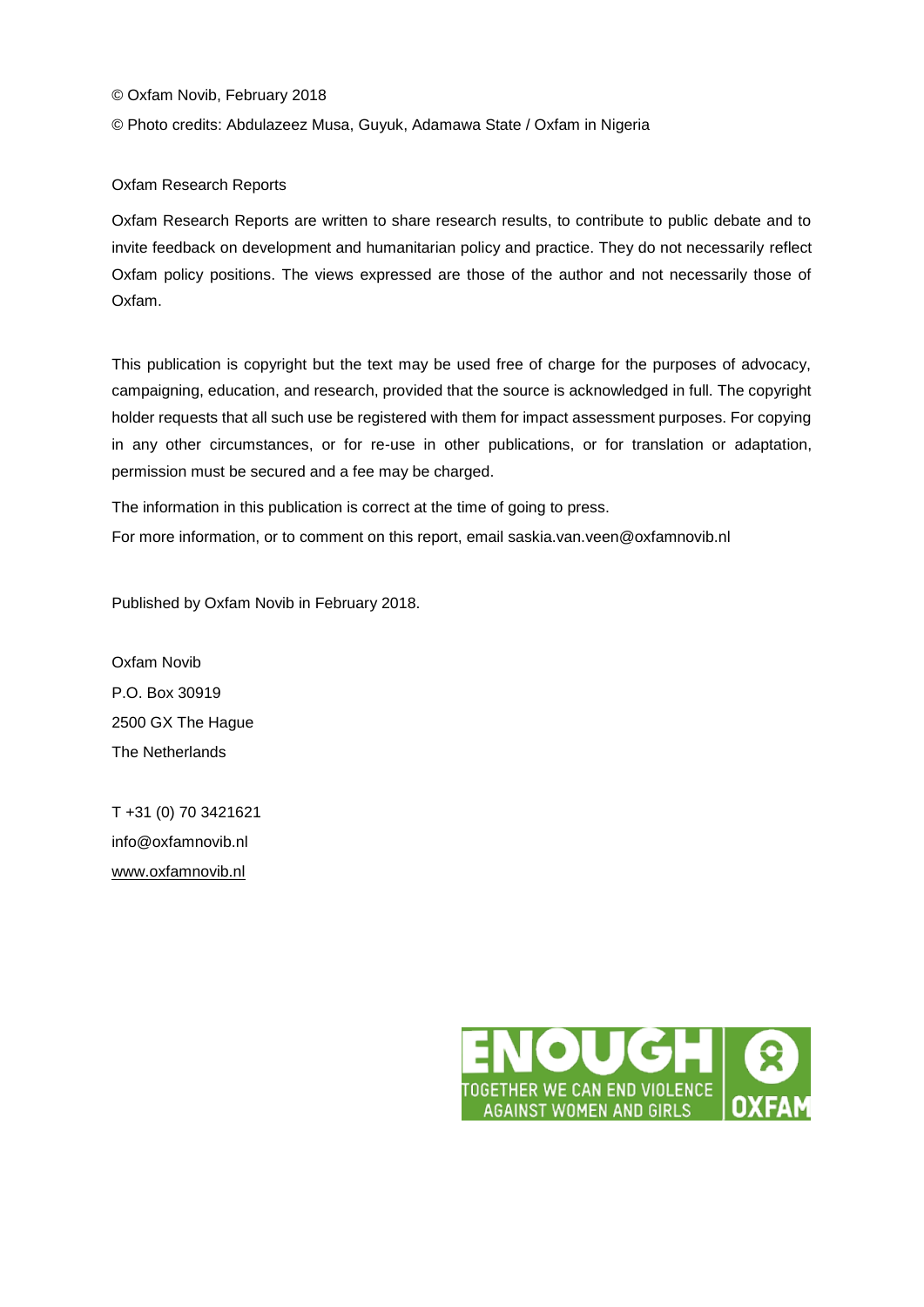© Oxfam Novib, February 2018

© Photo credits: Abdulazeez Musa, Guyuk, Adamawa State / Oxfam in Nigeria

Oxfam Research Reports

Oxfam Research Reports are written to share research results, to contribute to public debate and to invite feedback on development and humanitarian policy and practice. They do not necessarily reflect Oxfam policy positions. The views expressed are those of the author and not necessarily those of Oxfam.

This publication is copyright but the text may be used free of charge for the purposes of advocacy, campaigning, education, and research, provided that the source is acknowledged in full. The copyright holder requests that all such use be registered with them for impact assessment purposes. For copying in any other circumstances, or for re-use in other publications, or for translation or adaptation, permission must be secured and a fee may be charged.

The information in this publication is correct at the time of going to press.

For more information, or to comment on this report, email saskia.van.veen@oxfamnovib.nl

Published by Oxfam Novib in February 2018.

Oxfam Novib
P.O. Box 30919
2500 GX The Hague
The Netherlands

T +31 (0) 70 3421621
info@oxfamnovib.nl
www.oxfamnovib.nl

ENOUGH
TOGETHER WE CAN END VIOLENCE AGAINST WOMEN AND GIRLS
OXFAM